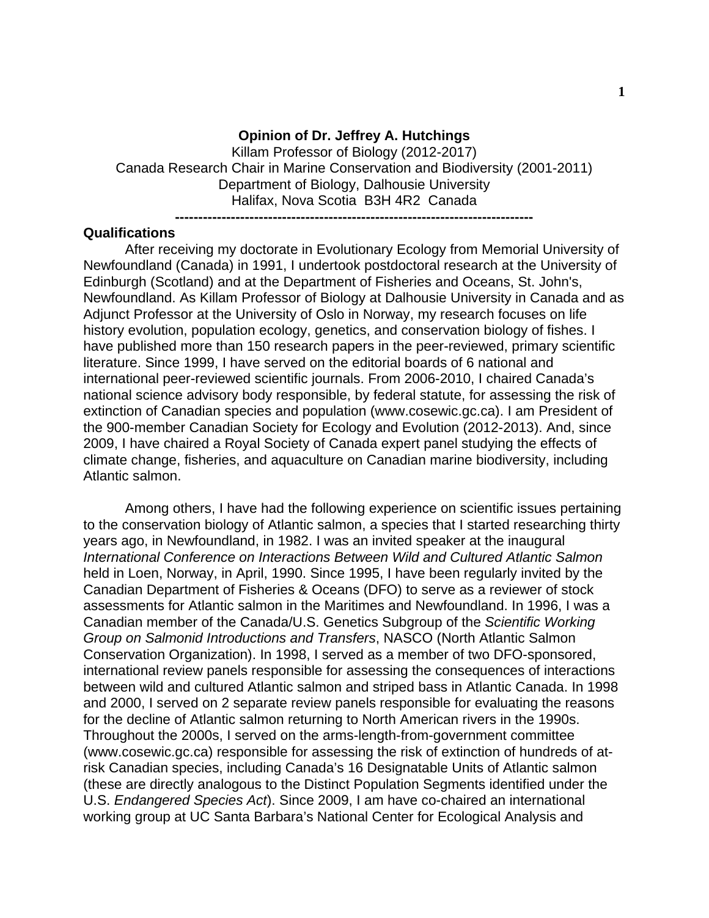**Opinion of Dr. Jeffrey A. Hutchings**

Killam Professor of Biology (2012-2017)
Canada Research Chair in Marine Conservation and Biodiversity (2001-2011)
Department of Biology, Dalhousie University
Halifax, Nova Scotia B3H 4R2 Canada

---

**Qualifications**

After receiving my doctorate in Evolutionary Ecology from Memorial University of Newfoundland (Canada) in 1991, I undertook postdoctoral research at the University of Edinburgh (Scotland) and at the Department of Fisheries and Oceans, St. John's, Newfoundland. As Killam Professor of Biology at Dalhousie University in Canada and as Adjunct Professor at the University of Oslo in Norway, my research focuses on life history evolution, population ecology, genetics, and conservation biology of fishes. I have published more than 150 research papers in the peer-reviewed, primary scientific literature. Since 1999, I have served on the editorial boards of 6 national and international peer-reviewed scientific journals. From 2006-2010, I chaired Canada's national science advisory body responsible, by federal statute, for assessing the risk of extinction of Canadian species and population (www.cosewic.gc.ca). I am President of the 900-member Canadian Society for Ecology and Evolution (2012-2013). And, since 2009, I have chaired a Royal Society of Canada expert panel studying the effects of climate change, fisheries, and aquaculture on Canadian marine biodiversity, including Atlantic salmon.

Among others, I have had the following experience on scientific issues pertaining to the conservation biology of Atlantic salmon, a species that I started researching thirty years ago, in Newfoundland, in 1982. I was an invited speaker at the inaugural *International Conference on Interactions Between Wild and Cultured Atlantic Salmon* held in Loen, Norway, in April, 1990. Since 1995, I have been regularly invited by the Canadian Department of Fisheries & Oceans (DFO) to serve as a reviewer of stock assessments for Atlantic salmon in the Maritimes and Newfoundland. In 1996, I was a Canadian member of the Canada/U.S. Genetics Subgroup of the *Scientific Working Group on Salmonid Introductions and Transfers*, NASCO (North Atlantic Salmon Conservation Organization). In 1998, I served as a member of two DFO-sponsored, international review panels responsible for assessing the consequences of interactions between wild and cultured Atlantic salmon and striped bass in Atlantic Canada. In 1998 and 2000, I served on 2 separate review panels responsible for evaluating the reasons for the decline of Atlantic salmon returning to North American rivers in the 1990s. Throughout the 2000s, I served on the arms-length-from-government committee (www.cosewic.gc.ca) responsible for assessing the risk of extinction of hundreds of at-risk Canadian species, including Canada's 16 Designatable Units of Atlantic salmon (these are directly analogous to the Distinct Population Segments identified under the U.S. *Endangered Species Act*). Since 2009, I am have co-chaired an international working group at UC Santa Barbara's National Center for Ecological Analysis and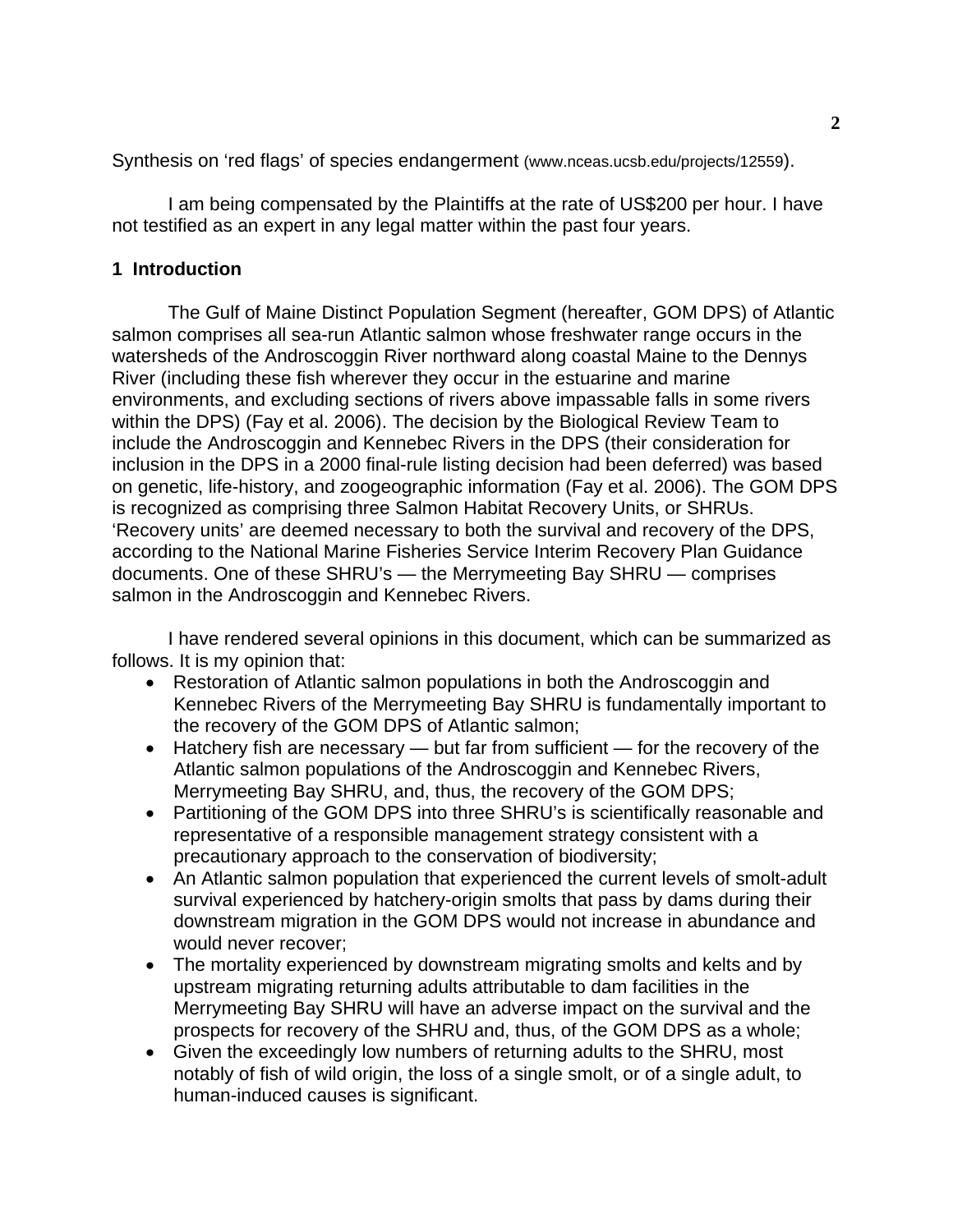Synthesis on ‘red flags’ of species endangerment (www.nceas.ucsb.edu/projects/12559).

I am being compensated by the Plaintiffs at the rate of US$200 per hour. I have not testified as an expert in any legal matter within the past four years.

## 1 Introduction

The Gulf of Maine Distinct Population Segment (hereafter, GOM DPS) of Atlantic salmon comprises all sea-run Atlantic salmon whose freshwater range occurs in the watersheds of the Androscoggin River northward along coastal Maine to the Dennys River (including these fish wherever they occur in the estuarine and marine environments, and excluding sections of rivers above impassable falls in some rivers within the DPS) (Fay et al. 2006). The decision by the Biological Review Team to include the Androscoggin and Kennebec Rivers in the DPS (their consideration for inclusion in the DPS in a 2000 final-rule listing decision had been deferred) was based on genetic, life-history, and zoogeographic information (Fay et al. 2006). The GOM DPS is recognized as comprising three Salmon Habitat Recovery Units, or SHRUs. ‘Recovery units’ are deemed necessary to both the survival and recovery of the DPS, according to the National Marine Fisheries Service Interim Recovery Plan Guidance documents. One of these SHRU’s — the Merrymeeting Bay SHRU — comprises salmon in the Androscoggin and Kennebec Rivers.

I have rendered several opinions in this document, which can be summarized as follows. It is my opinion that:

- Restoration of Atlantic salmon populations in both the Androscoggin and Kennebec Rivers of the Merrymeeting Bay SHRU is fundamentally important to the recovery of the GOM DPS of Atlantic salmon;
- Hatchery fish are necessary — but far from sufficient — for the recovery of the Atlantic salmon populations of the Androscoggin and Kennebec Rivers, Merrymeeting Bay SHRU, and, thus, the recovery of the GOM DPS;
- Partitioning of the GOM DPS into three SHRU’s is scientifically reasonable and representative of a responsible management strategy consistent with a precautionary approach to the conservation of biodiversity;
- An Atlantic salmon population that experienced the current levels of smolt-adult survival experienced by hatchery-origin smolts that pass by dams during their downstream migration in the GOM DPS would not increase in abundance and would never recover;
- The mortality experienced by downstream migrating smolts and kelts and by upstream migrating returning adults attributable to dam facilities in the Merrymeeting Bay SHRU will have an adverse impact on the survival and the prospects for recovery of the SHRU and, thus, of the GOM DPS as a whole;
- Given the exceedingly low numbers of returning adults to the SHRU, most notably of fish of wild origin, the loss of a single smolt, or of a single adult, to human-induced causes is significant.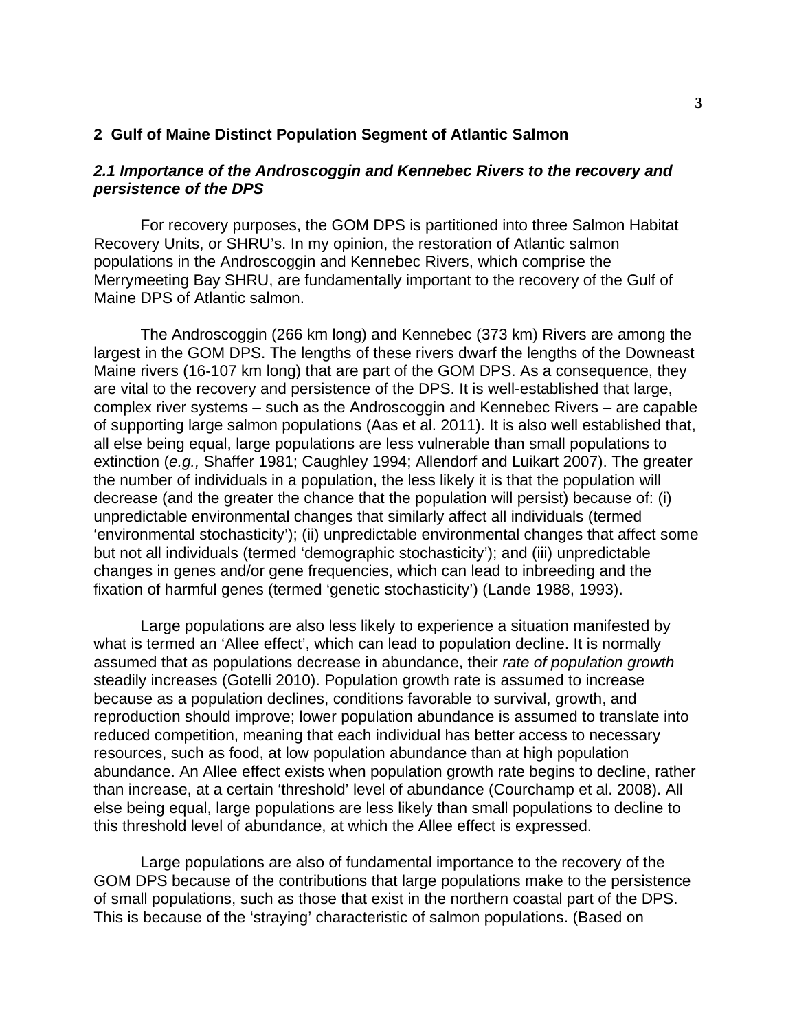## 2 Gulf of Maine Distinct Population Segment of Atlantic Salmon

### *2.1 Importance of the Androscoggin and Kennebec Rivers to the recovery and persistence of the DPS*

For recovery purposes, the GOM DPS is partitioned into three Salmon Habitat Recovery Units, or SHRU's. In my opinion, the restoration of Atlantic salmon populations in the Androscoggin and Kennebec Rivers, which comprise the Merrymeeting Bay SHRU, are fundamentally important to the recovery of the Gulf of Maine DPS of Atlantic salmon.

The Androscoggin (266 km long) and Kennebec (373 km) Rivers are among the largest in the GOM DPS. The lengths of these rivers dwarf the lengths of the Downeast Maine rivers (16-107 km long) that are part of the GOM DPS. As a consequence, they are vital to the recovery and persistence of the DPS. It is well-established that large, complex river systems – such as the Androscoggin and Kennebec Rivers – are capable of supporting large salmon populations (Aas et al. 2011). It is also well established that, all else being equal, large populations are less vulnerable than small populations to extinction (*e.g.,* Shaffer 1981; Caughley 1994; Allendorf and Luikart 2007). The greater the number of individuals in a population, the less likely it is that the population will decrease (and the greater the chance that the population will persist) because of: (i) unpredictable environmental changes that similarly affect all individuals (termed 'environmental stochasticity'); (ii) unpredictable environmental changes that affect some but not all individuals (termed 'demographic stochasticity'); and (iii) unpredictable changes in genes and/or gene frequencies, which can lead to inbreeding and the fixation of harmful genes (termed 'genetic stochasticity') (Lande 1988, 1993).

Large populations are also less likely to experience a situation manifested by what is termed an 'Allee effect', which can lead to population decline. It is normally assumed that as populations decrease in abundance, their *rate of population growth* steadily increases (Gotelli 2010). Population growth rate is assumed to increase because as a population declines, conditions favorable to survival, growth, and reproduction should improve; lower population abundance is assumed to translate into reduced competition, meaning that each individual has better access to necessary resources, such as food, at low population abundance than at high population abundance. An Allee effect exists when population growth rate begins to decline, rather than increase, at a certain 'threshold' level of abundance (Courchamp et al. 2008). All else being equal, large populations are less likely than small populations to decline to this threshold level of abundance, at which the Allee effect is expressed.

Large populations are also of fundamental importance to the recovery of the GOM DPS because of the contributions that large populations make to the persistence of small populations, such as those that exist in the northern coastal part of the DPS. This is because of the 'straying' characteristic of salmon populations. (Based on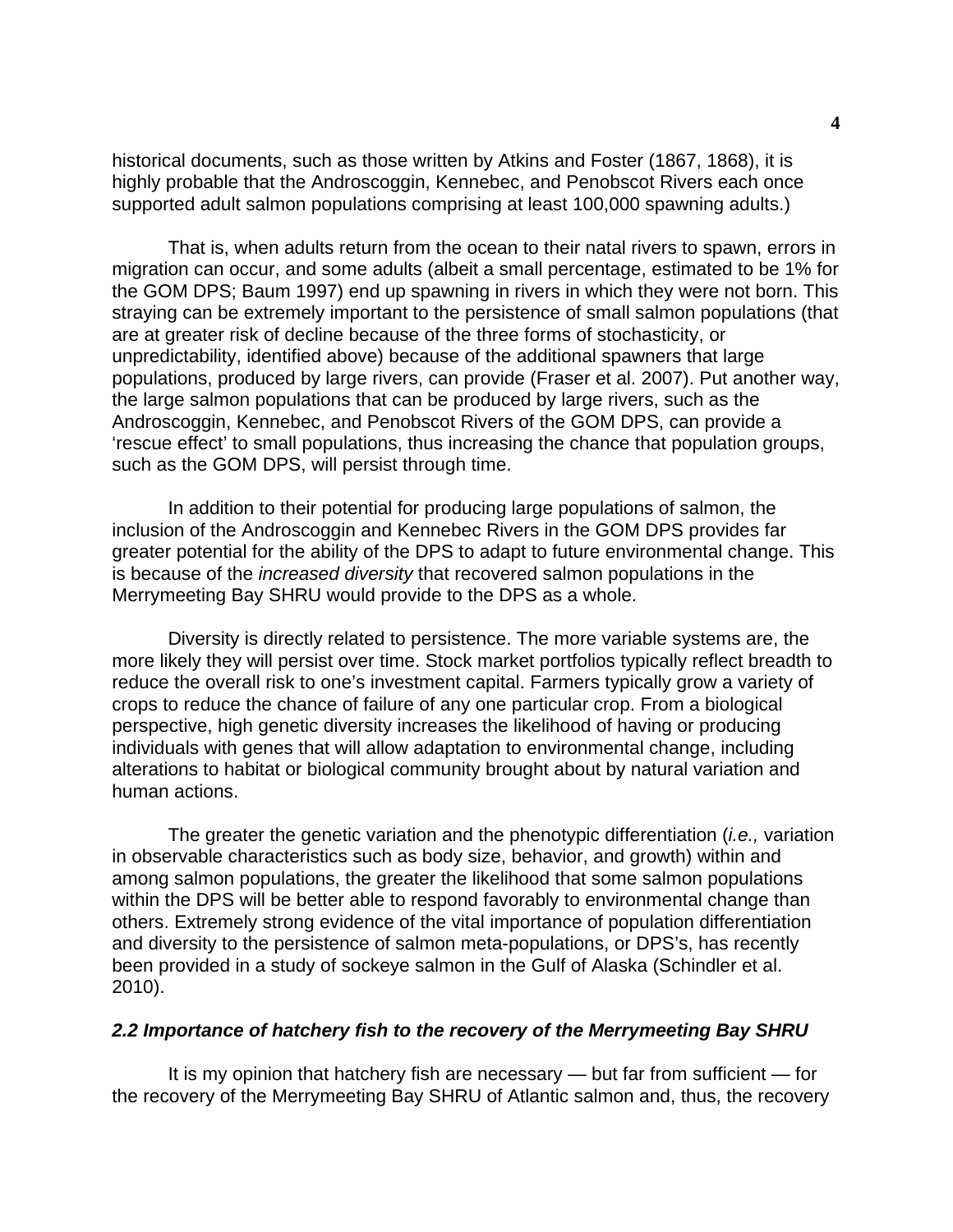historical documents, such as those written by Atkins and Foster (1867, 1868), it is highly probable that the Androscoggin, Kennebec, and Penobscot Rivers each once supported adult salmon populations comprising at least 100,000 spawning adults.)

That is, when adults return from the ocean to their natal rivers to spawn, errors in migration can occur, and some adults (albeit a small percentage, estimated to be 1% for the GOM DPS; Baum 1997) end up spawning in rivers in which they were not born. This straying can be extremely important to the persistence of small salmon populations (that are at greater risk of decline because of the three forms of stochasticity, or unpredictability, identified above) because of the additional spawners that large populations, produced by large rivers, can provide (Fraser et al. 2007). Put another way, the large salmon populations that can be produced by large rivers, such as the Androscoggin, Kennebec, and Penobscot Rivers of the GOM DPS, can provide a 'rescue effect' to small populations, thus increasing the chance that population groups, such as the GOM DPS, will persist through time.

In addition to their potential for producing large populations of salmon, the inclusion of the Androscoggin and Kennebec Rivers in the GOM DPS provides far greater potential for the ability of the DPS to adapt to future environmental change. This is because of the *increased diversity* that recovered salmon populations in the Merrymeeting Bay SHRU would provide to the DPS as a whole.

Diversity is directly related to persistence. The more variable systems are, the more likely they will persist over time. Stock market portfolios typically reflect breadth to reduce the overall risk to one's investment capital. Farmers typically grow a variety of crops to reduce the chance of failure of any one particular crop. From a biological perspective, high genetic diversity increases the likelihood of having or producing individuals with genes that will allow adaptation to environmental change, including alterations to habitat or biological community brought about by natural variation and human actions.

The greater the genetic variation and the phenotypic differentiation (*i.e.,* variation in observable characteristics such as body size, behavior, and growth) within and among salmon populations, the greater the likelihood that some salmon populations within the DPS will be better able to respond favorably to environmental change than others. Extremely strong evidence of the vital importance of population differentiation and diversity to the persistence of salmon meta-populations, or DPS's, has recently been provided in a study of sockeye salmon in the Gulf of Alaska (Schindler et al. 2010).

### *2.2 Importance of hatchery fish to the recovery of the Merrymeeting Bay SHRU*

It is my opinion that hatchery fish are necessary — but far from sufficient — for the recovery of the Merrymeeting Bay SHRU of Atlantic salmon and, thus, the recovery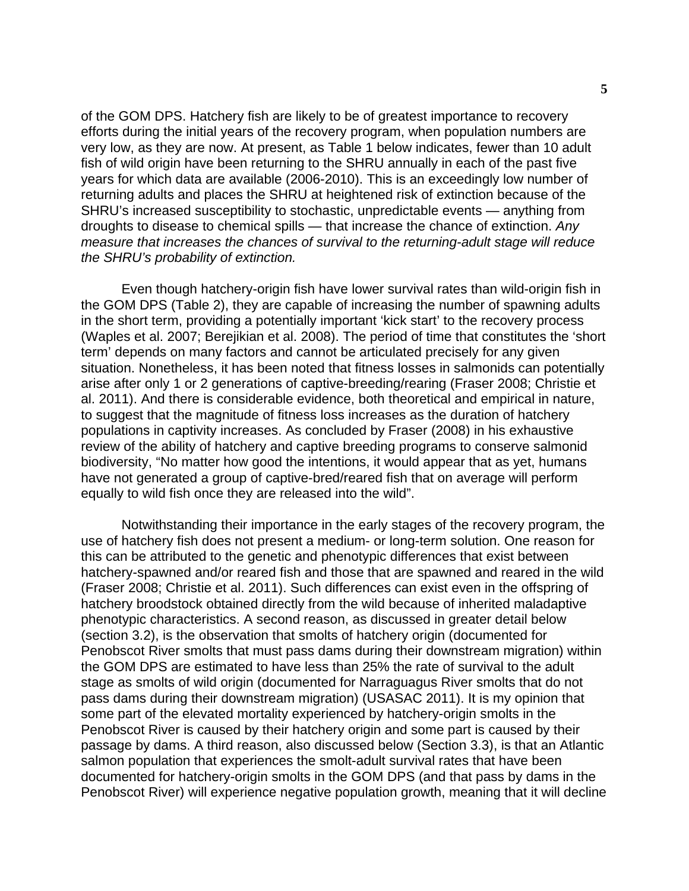of the GOM DPS. Hatchery fish are likely to be of greatest importance to recovery efforts during the initial years of the recovery program, when population numbers are very low, as they are now. At present, as Table 1 below indicates, fewer than 10 adult fish of wild origin have been returning to the SHRU annually in each of the past five years for which data are available (2006-2010). This is an exceedingly low number of returning adults and places the SHRU at heightened risk of extinction because of the SHRU's increased susceptibility to stochastic, unpredictable events — anything from droughts to disease to chemical spills — that increase the chance of extinction. *Any measure that increases the chances of survival to the returning-adult stage will reduce the SHRU's probability of extinction.*

Even though hatchery-origin fish have lower survival rates than wild-origin fish in the GOM DPS (Table 2), they are capable of increasing the number of spawning adults in the short term, providing a potentially important 'kick start' to the recovery process (Waples et al. 2007; Berejikian et al. 2008). The period of time that constitutes the 'short term' depends on many factors and cannot be articulated precisely for any given situation. Nonetheless, it has been noted that fitness losses in salmonids can potentially arise after only 1 or 2 generations of captive-breeding/rearing (Fraser 2008; Christie et al. 2011). And there is considerable evidence, both theoretical and empirical in nature, to suggest that the magnitude of fitness loss increases as the duration of hatchery populations in captivity increases. As concluded by Fraser (2008) in his exhaustive review of the ability of hatchery and captive breeding programs to conserve salmonid biodiversity, "No matter how good the intentions, it would appear that as yet, humans have not generated a group of captive-bred/reared fish that on average will perform equally to wild fish once they are released into the wild".

Notwithstanding their importance in the early stages of the recovery program, the use of hatchery fish does not present a medium- or long-term solution. One reason for this can be attributed to the genetic and phenotypic differences that exist between hatchery-spawned and/or reared fish and those that are spawned and reared in the wild (Fraser 2008; Christie et al. 2011). Such differences can exist even in the offspring of hatchery broodstock obtained directly from the wild because of inherited maladaptive phenotypic characteristics. A second reason, as discussed in greater detail below (section 3.2), is the observation that smolts of hatchery origin (documented for Penobscot River smolts that must pass dams during their downstream migration) within the GOM DPS are estimated to have less than 25% the rate of survival to the adult stage as smolts of wild origin (documented for Narraguagus River smolts that do not pass dams during their downstream migration) (USASAC 2011). It is my opinion that some part of the elevated mortality experienced by hatchery-origin smolts in the Penobscot River is caused by their hatchery origin and some part is caused by their passage by dams. A third reason, also discussed below (Section 3.3), is that an Atlantic salmon population that experiences the smolt-adult survival rates that have been documented for hatchery-origin smolts in the GOM DPS (and that pass by dams in the Penobscot River) will experience negative population growth, meaning that it will decline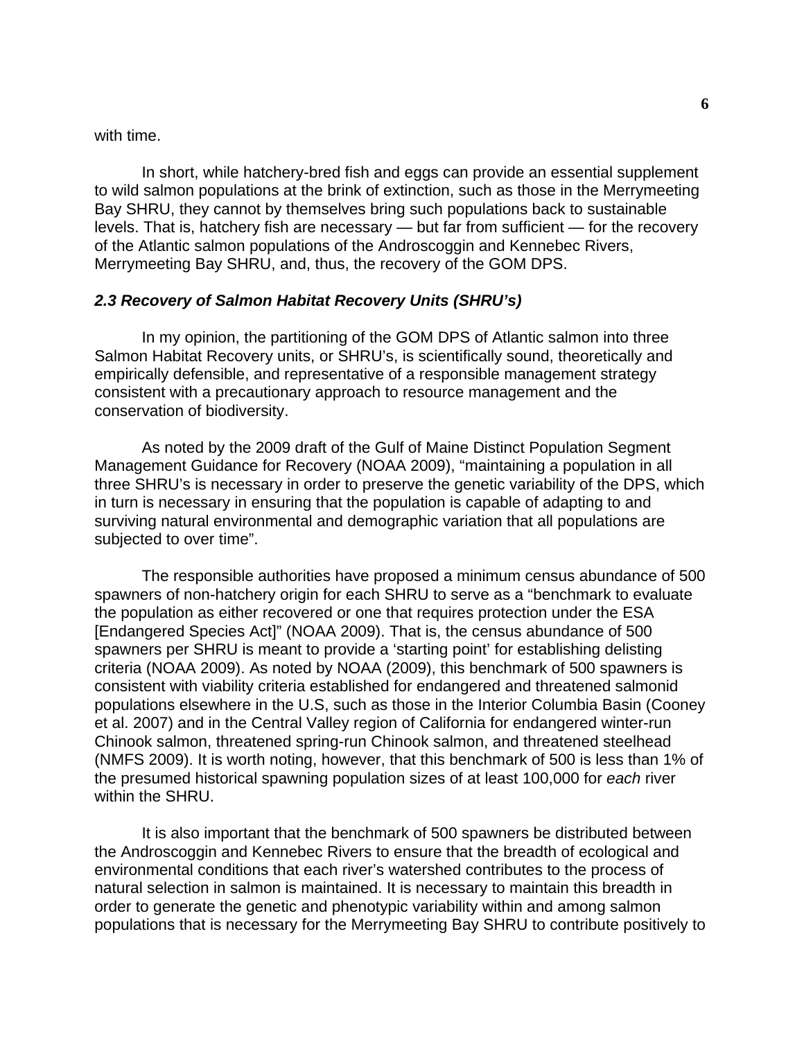with time.

In short, while hatchery-bred fish and eggs can provide an essential supplement to wild salmon populations at the brink of extinction, such as those in the Merrymeeting Bay SHRU, they cannot by themselves bring such populations back to sustainable levels. That is, hatchery fish are necessary — but far from sufficient — for the recovery of the Atlantic salmon populations of the Androscoggin and Kennebec Rivers, Merrymeeting Bay SHRU, and, thus, the recovery of the GOM DPS.

### *2.3 Recovery of Salmon Habitat Recovery Units (SHRU's)*

In my opinion, the partitioning of the GOM DPS of Atlantic salmon into three Salmon Habitat Recovery units, or SHRU's, is scientifically sound, theoretically and empirically defensible, and representative of a responsible management strategy consistent with a precautionary approach to resource management and the conservation of biodiversity.

As noted by the 2009 draft of the Gulf of Maine Distinct Population Segment Management Guidance for Recovery (NOAA 2009), "maintaining a population in all three SHRU's is necessary in order to preserve the genetic variability of the DPS, which in turn is necessary in ensuring that the population is capable of adapting to and surviving natural environmental and demographic variation that all populations are subjected to over time".

The responsible authorities have proposed a minimum census abundance of 500 spawners of non-hatchery origin for each SHRU to serve as a "benchmark to evaluate the population as either recovered or one that requires protection under the ESA [Endangered Species Act]" (NOAA 2009). That is, the census abundance of 500 spawners per SHRU is meant to provide a 'starting point' for establishing delisting criteria (NOAA 2009). As noted by NOAA (2009), this benchmark of 500 spawners is consistent with viability criteria established for endangered and threatened salmonid populations elsewhere in the U.S, such as those in the Interior Columbia Basin (Cooney et al. 2007) and in the Central Valley region of California for endangered winter-run Chinook salmon, threatened spring-run Chinook salmon, and threatened steelhead (NMFS 2009). It is worth noting, however, that this benchmark of 500 is less than 1% of the presumed historical spawning population sizes of at least 100,000 for *each* river within the SHRU.

It is also important that the benchmark of 500 spawners be distributed between the Androscoggin and Kennebec Rivers to ensure that the breadth of ecological and environmental conditions that each river's watershed contributes to the process of natural selection in salmon is maintained. It is necessary to maintain this breadth in order to generate the genetic and phenotypic variability within and among salmon populations that is necessary for the Merrymeeting Bay SHRU to contribute positively to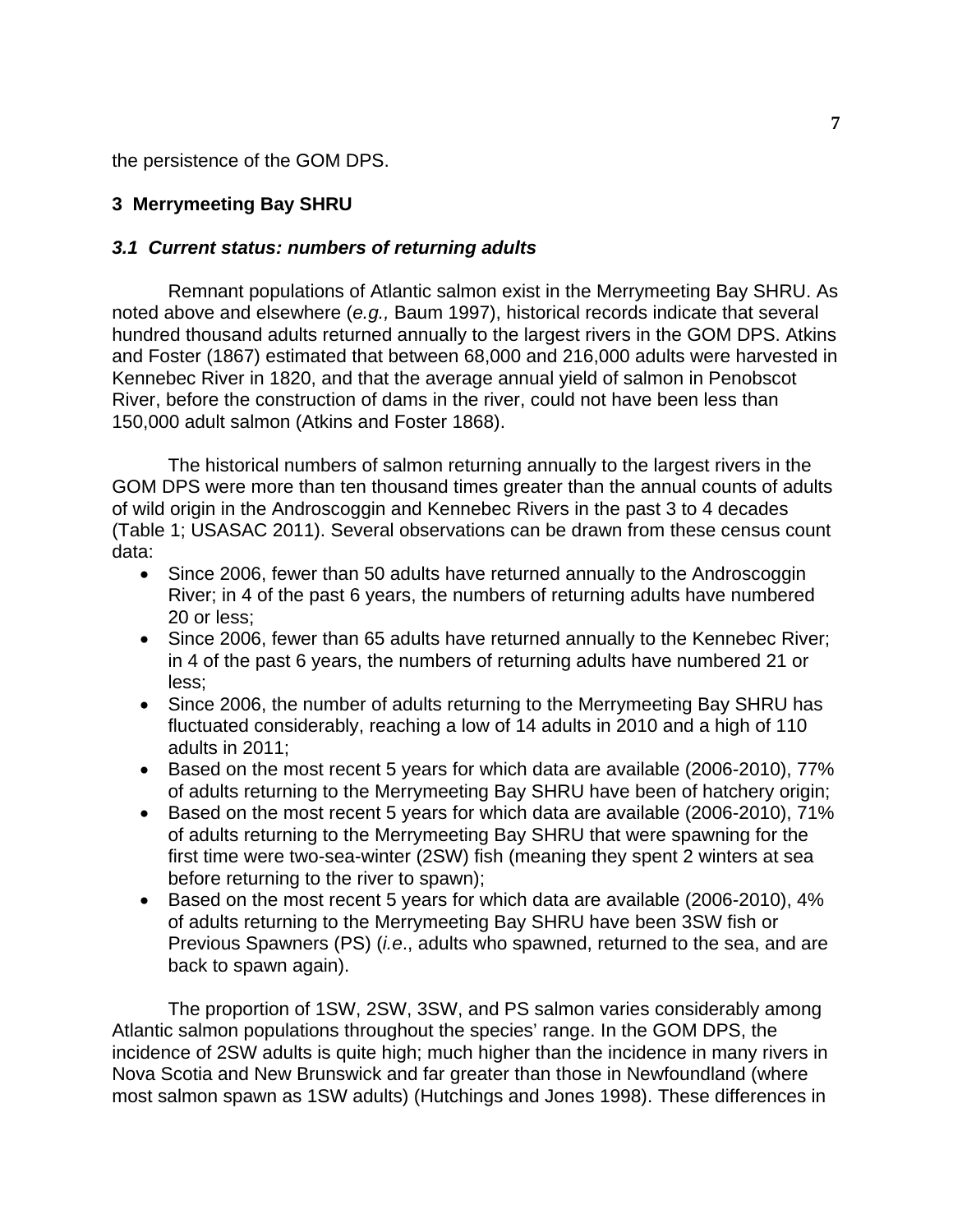the persistence of the GOM DPS.

## 3 Merrymeeting Bay SHRU

### *3.1 Current status: numbers of returning adults*

Remnant populations of Atlantic salmon exist in the Merrymeeting Bay SHRU. As noted above and elsewhere (*e.g.,* Baum 1997), historical records indicate that several hundred thousand adults returned annually to the largest rivers in the GOM DPS. Atkins and Foster (1867) estimated that between 68,000 and 216,000 adults were harvested in Kennebec River in 1820, and that the average annual yield of salmon in Penobscot River, before the construction of dams in the river, could not have been less than 150,000 adult salmon (Atkins and Foster 1868).

The historical numbers of salmon returning annually to the largest rivers in the GOM DPS were more than ten thousand times greater than the annual counts of adults of wild origin in the Androscoggin and Kennebec Rivers in the past 3 to 4 decades (Table 1; USASAC 2011). Several observations can be drawn from these census count data:

- Since 2006, fewer than 50 adults have returned annually to the Androscoggin River; in 4 of the past 6 years, the numbers of returning adults have numbered 20 or less;
- Since 2006, fewer than 65 adults have returned annually to the Kennebec River; in 4 of the past 6 years, the numbers of returning adults have numbered 21 or less;
- Since 2006, the number of adults returning to the Merrymeeting Bay SHRU has fluctuated considerably, reaching a low of 14 adults in 2010 and a high of 110 adults in 2011;
- Based on the most recent 5 years for which data are available (2006-2010), 77% of adults returning to the Merrymeeting Bay SHRU have been of hatchery origin;
- Based on the most recent 5 years for which data are available (2006-2010), 71% of adults returning to the Merrymeeting Bay SHRU that were spawning for the first time were two-sea-winter (2SW) fish (meaning they spent 2 winters at sea before returning to the river to spawn);
- Based on the most recent 5 years for which data are available (2006-2010), 4% of adults returning to the Merrymeeting Bay SHRU have been 3SW fish or Previous Spawners (PS) (*i.e*., adults who spawned, returned to the sea, and are back to spawn again).

The proportion of 1SW, 2SW, 3SW, and PS salmon varies considerably among Atlantic salmon populations throughout the species' range. In the GOM DPS, the incidence of 2SW adults is quite high; much higher than the incidence in many rivers in Nova Scotia and New Brunswick and far greater than those in Newfoundland (where most salmon spawn as 1SW adults) (Hutchings and Jones 1998). These differences in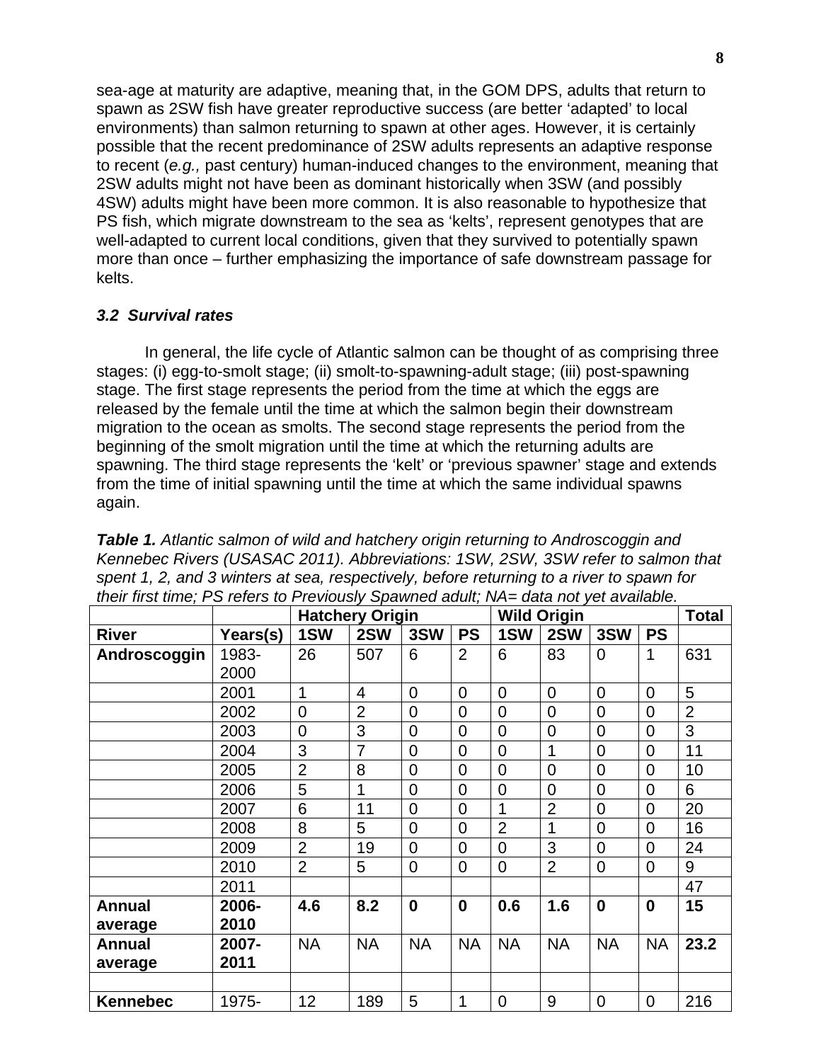sea-age at maturity are adaptive, meaning that, in the GOM DPS, adults that return to spawn as 2SW fish have greater reproductive success (are better 'adapted' to local environments) than salmon returning to spawn at other ages. However, it is certainly possible that the recent predominance of 2SW adults represents an adaptive response to recent (*e.g.,* past century) human-induced changes to the environment, meaning that 2SW adults might not have been as dominant historically when 3SW (and possibly 4SW) adults might have been more common. It is also reasonable to hypothesize that PS fish, which migrate downstream to the sea as 'kelts', represent genotypes that are well-adapted to current local conditions, given that they survived to potentially spawn more than once – further emphasizing the importance of safe downstream passage for kelts.

### *3.2 Survival rates*

In general, the life cycle of Atlantic salmon can be thought of as comprising three stages: (i) egg-to-smolt stage; (ii) smolt-to-spawning-adult stage; (iii) post-spawning stage. The first stage represents the period from the time at which the eggs are released by the female until the time at which the salmon begin their downstream migration to the ocean as smolts. The second stage represents the period from the beginning of the smolt migration until the time at which the returning adults are spawning. The third stage represents the 'kelt' or 'previous spawner' stage and extends from the time of initial spawning until the time at which the same individual spawns again.

***Table 1.*** *Atlantic salmon of wild and hatchery origin returning to Androscoggin and Kennebec Rivers (USASAC 2011). Abbreviations: 1SW, 2SW, 3SW refer to salmon that spent 1, 2, and 3 winters at sea, respectively, before returning to a river to spawn for their first time; PS refers to Previously Spawned adult; NA= data not yet available.*

| | | **Hatchery Origin** | | | | **Wild Origin** | | | | **Total** |
|---|---|---|---|---|---|---|---|---|---|---|
| **River** | **Years(s)** | **1SW** | **2SW** | **3SW** | **PS** | **1SW** | **2SW** | **3SW** | **PS** | |
| **Androscoggin** | 1983-2000 | 26 | 507 | 6 | 2 | 6 | 83 | 0 | 1 | 631 |
| | 2001 | 1 | 4 | 0 | 0 | 0 | 0 | 0 | 0 | 5 |
| | 2002 | 0 | 2 | 0 | 0 | 0 | 0 | 0 | 0 | 2 |
| | 2003 | 0 | 3 | 0 | 0 | 0 | 0 | 0 | 0 | 3 |
| | 2004 | 3 | 7 | 0 | 0 | 0 | 1 | 0 | 0 | 11 |
| | 2005 | 2 | 8 | 0 | 0 | 0 | 0 | 0 | 0 | 10 |
| | 2006 | 5 | 1 | 0 | 0 | 0 | 0 | 0 | 0 | 6 |
| | 2007 | 6 | 11 | 0 | 0 | 1 | 2 | 0 | 0 | 20 |
| | 2008 | 8 | 5 | 0 | 0 | 2 | 1 | 0 | 0 | 16 |
| | 2009 | 2 | 19 | 0 | 0 | 0 | 3 | 0 | 0 | 24 |
| | 2010 | 2 | 5 | 0 | 0 | 0 | 2 | 0 | 0 | 9 |
| | 2011 | | | | | | | | | 47 |
| **Annual average** | **2006-2010** | **4.6** | **8.2** | **0** | **0** | **0.6** | **1.6** | **0** | **0** | **15** |
| **Annual average** | **2007-2011** | NA | NA | NA | NA | NA | NA | NA | NA | **23.2** |
| | | | | | | | | | | |
| **Kennebec** | 1975- | 12 | 189 | 5 | 1 | 0 | 9 | 0 | 0 | 216 |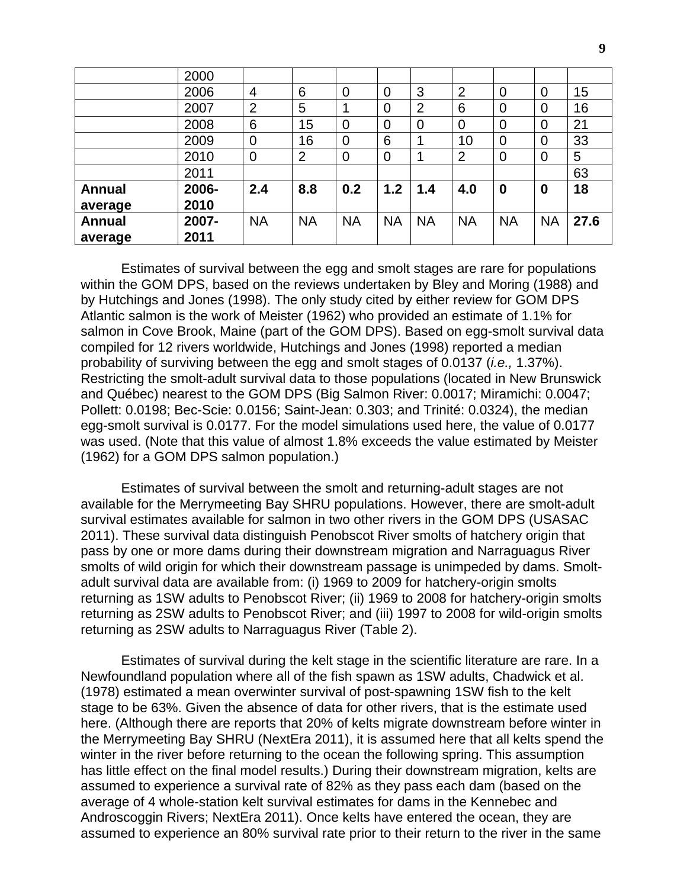| | 2000 | | | | | | | | | |
|---|---|---|---|---|---|---|---|---|---|---|
| | 2006 | 4 | 6 | 0 | 0 | 3 | 2 | 0 | 0 | 15 |
| | 2007 | 2 | 5 | 1 | 0 | 2 | 6 | 0 | 0 | 16 |
| | 2008 | 6 | 15 | 0 | 0 | 0 | 0 | 0 | 0 | 21 |
| | 2009 | 0 | 16 | 0 | 6 | 1 | 10 | 0 | 0 | 33 |
| | 2010 | 0 | 2 | 0 | 0 | 1 | 2 | 0 | 0 | 5 |
| | 2011 | | | | | | | | | 63 |
| **Annual average** | **2006-2010** | **2.4** | **8.8** | **0.2** | **1.2** | **1.4** | **4.0** | **0** | **0** | **18** |
| **Annual average** | **2007-2011** | NA | NA | NA | NA | NA | NA | NA | NA | **27.6** |

Estimates of survival between the egg and smolt stages are rare for populations within the GOM DPS, based on the reviews undertaken by Bley and Moring (1988) and by Hutchings and Jones (1998). The only study cited by either review for GOM DPS Atlantic salmon is the work of Meister (1962) who provided an estimate of 1.1% for salmon in Cove Brook, Maine (part of the GOM DPS). Based on egg-smolt survival data compiled for 12 rivers worldwide, Hutchings and Jones (1998) reported a median probability of surviving between the egg and smolt stages of 0.0137 (*i.e.,* 1.37%). Restricting the smolt-adult survival data to those populations (located in New Brunswick and Québec) nearest to the GOM DPS (Big Salmon River: 0.0017; Miramichi: 0.0047; Pollett: 0.0198; Bec-Scie: 0.0156; Saint-Jean: 0.303; and Trinité: 0.0324), the median egg-smolt survival is 0.0177. For the model simulations used here, the value of 0.0177 was used. (Note that this value of almost 1.8% exceeds the value estimated by Meister (1962) for a GOM DPS salmon population.)

Estimates of survival between the smolt and returning-adult stages are not available for the Merrymeeting Bay SHRU populations. However, there are smolt-adult survival estimates available for salmon in two other rivers in the GOM DPS (USASAC 2011). These survival data distinguish Penobscot River smolts of hatchery origin that pass by one or more dams during their downstream migration and Narraguagus River smolts of wild origin for which their downstream passage is unimpeded by dams. Smolt-adult survival data are available from: (i) 1969 to 2009 for hatchery-origin smolts returning as 1SW adults to Penobscot River; (ii) 1969 to 2008 for hatchery-origin smolts returning as 2SW adults to Penobscot River; and (iii) 1997 to 2008 for wild-origin smolts returning as 2SW adults to Narraguagus River (Table 2).

Estimates of survival during the kelt stage in the scientific literature are rare. In a Newfoundland population where all of the fish spawn as 1SW adults, Chadwick et al. (1978) estimated a mean overwinter survival of post-spawning 1SW fish to the kelt stage to be 63%. Given the absence of data for other rivers, that is the estimate used here. (Although there are reports that 20% of kelts migrate downstream before winter in the Merrymeeting Bay SHRU (NextEra 2011), it is assumed here that all kelts spend the winter in the river before returning to the ocean the following spring. This assumption has little effect on the final model results.) During their downstream migration, kelts are assumed to experience a survival rate of 82% as they pass each dam (based on the average of 4 whole-station kelt survival estimates for dams in the Kennebec and Androscoggin Rivers; NextEra 2011). Once kelts have entered the ocean, they are assumed to experience an 80% survival rate prior to their return to the river in the same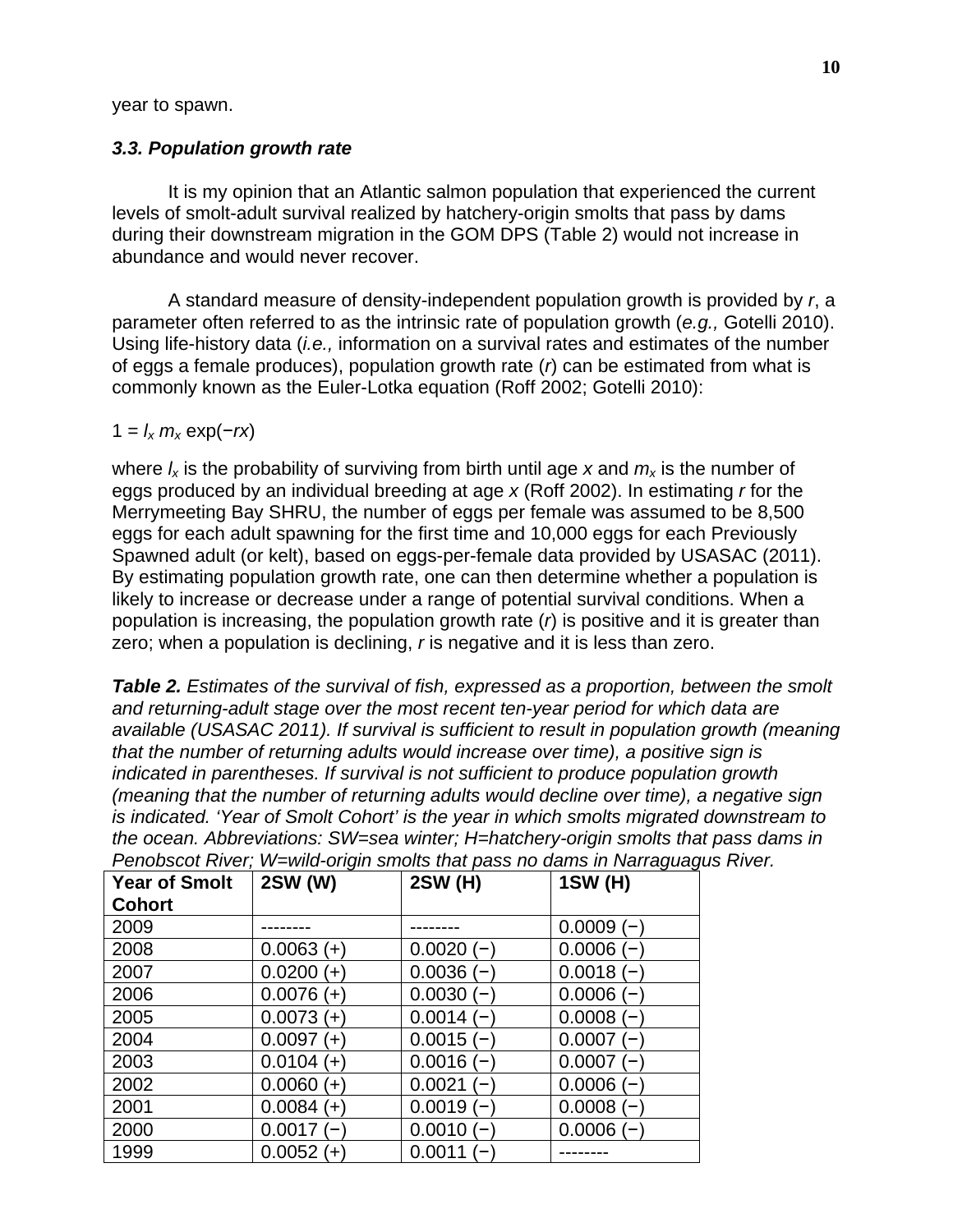year to spawn.

### *3.3. Population growth rate*

It is my opinion that an Atlantic salmon population that experienced the current levels of smolt-adult survival realized by hatchery-origin smolts that pass by dams during their downstream migration in the GOM DPS (Table 2) would not increase in abundance and would never recover.

A standard measure of density-independent population growth is provided by $r$, a parameter often referred to as the intrinsic rate of population growth (*e.g.,* Gotelli 2010). Using life-history data (*i.e.,* information on a survival rates and estimates of the number of eggs a female produces), population growth rate ($r$) can be estimated from what is commonly known as the Euler-Lotka equation (Roff 2002; Gotelli 2010):

$$1 = l_x \, m_x \exp(-rx)$$

where $l_x$ is the probability of surviving from birth until age $x$ and $m_x$ is the number of eggs produced by an individual breeding at age $x$ (Roff 2002). In estimating $r$ for the Merrymeeting Bay SHRU, the number of eggs per female was assumed to be 8,500 eggs for each adult spawning for the first time and 10,000 eggs for each Previously Spawned adult (or kelt), based on eggs-per-female data provided by USASAC (2011). By estimating population growth rate, one can then determine whether a population is likely to increase or decrease under a range of potential survival conditions. When a population is increasing, the population growth rate ($r$) is positive and it is greater than zero; when a population is declining, $r$ is negative and it is less than zero.

***Table 2.*** *Estimates of the survival of fish, expressed as a proportion, between the smolt and returning-adult stage over the most recent ten-year period for which data are available (USASAC 2011). If survival is sufficient to result in population growth (meaning that the number of returning adults would increase over time), a positive sign is indicated in parentheses. If survival is not sufficient to produce population growth (meaning that the number of returning adults would decline over time), a negative sign is indicated. 'Year of Smolt Cohort' is the year in which smolts migrated downstream to the ocean. Abbreviations: SW=sea winter; H=hatchery-origin smolts that pass dams in Penobscot River; W=wild-origin smolts that pass no dams in Narraguagus River.*

| Year of Smolt Cohort | 2SW (W) | 2SW (H) | 1SW (H) |
|---|---|---|---|
| 2009 | -------- | -------- | 0.0009 (−) |
| 2008 | 0.0063 (+) | 0.0020 (−) | 0.0006 (−) |
| 2007 | 0.0200 (+) | 0.0036 (−) | 0.0018 (−) |
| 2006 | 0.0076 (+) | 0.0030 (−) | 0.0006 (−) |
| 2005 | 0.0073 (+) | 0.0014 (−) | 0.0008 (−) |
| 2004 | 0.0097 (+) | 0.0015 (−) | 0.0007 (−) |
| 2003 | 0.0104 (+) | 0.0016 (−) | 0.0007 (−) |
| 2002 | 0.0060 (+) | 0.0021 (−) | 0.0006 (−) |
| 2001 | 0.0084 (+) | 0.0019 (−) | 0.0008 (−) |
| 2000 | 0.0017 (−) | 0.0010 (−) | 0.0006 (−) |
| 1999 | 0.0052 (+) | 0.0011 (−) | -------- |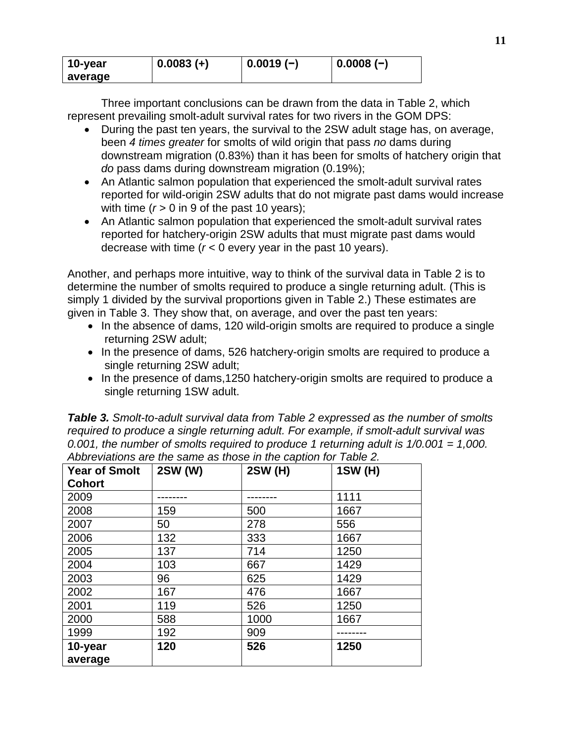| **10-year average** | **0.0083 (+)** | **0.0019 (−)** | **0.0008 (−)** |
|---|---|---|---|

Three important conclusions can be drawn from the data in Table 2, which represent prevailing smolt-adult survival rates for two rivers in the GOM DPS:

- During the past ten years, the survival to the 2SW adult stage has, on average, been *4 times greater* for smolts of wild origin that pass *no* dams during downstream migration (0.83%) than it has been for smolts of hatchery origin that *do* pass dams during downstream migration (0.19%);
- An Atlantic salmon population that experienced the smolt-adult survival rates reported for wild-origin 2SW adults that do not migrate past dams would increase with time ($r > 0$ in 9 of the past 10 years);
- An Atlantic salmon population that experienced the smolt-adult survival rates reported for hatchery-origin 2SW adults that must migrate past dams would decrease with time ($r < 0$ every year in the past 10 years).

Another, and perhaps more intuitive, way to think of the survival data in Table 2 is to determine the number of smolts required to produce a single returning adult. (This is simply 1 divided by the survival proportions given in Table 2.) These estimates are given in Table 3. They show that, on average, and over the past ten years:

- In the absence of dams, 120 wild-origin smolts are required to produce a single returning 2SW adult;
- In the presence of dams, 526 hatchery-origin smolts are required to produce a single returning 2SW adult;
- In the presence of dams,1250 hatchery-origin smolts are required to produce a single returning 1SW adult.

***Table 3.*** *Smolt-to-adult survival data from Table 2 expressed as the number of smolts required to produce a single returning adult. For example, if smolt-adult survival was 0.001, the number of smolts required to produce 1 returning adult is 1/0.001 = 1,000. Abbreviations are the same as those in the caption for Table 2.*

| **Year of Smolt Cohort** | **2SW (W)** | **2SW (H)** | **1SW (H)** |
|---|---|---|---|
| 2009 | -------- | -------- | 1111 |
| 2008 | 159 | 500 | 1667 |
| 2007 | 50 | 278 | 556 |
| 2006 | 132 | 333 | 1667 |
| 2005 | 137 | 714 | 1250 |
| 2004 | 103 | 667 | 1429 |
| 2003 | 96 | 625 | 1429 |
| 2002 | 167 | 476 | 1667 |
| 2001 | 119 | 526 | 1250 |
| 2000 | 588 | 1000 | 1667 |
| 1999 | 192 | 909 | -------- |
| **10-year average** | **120** | **526** | **1250** |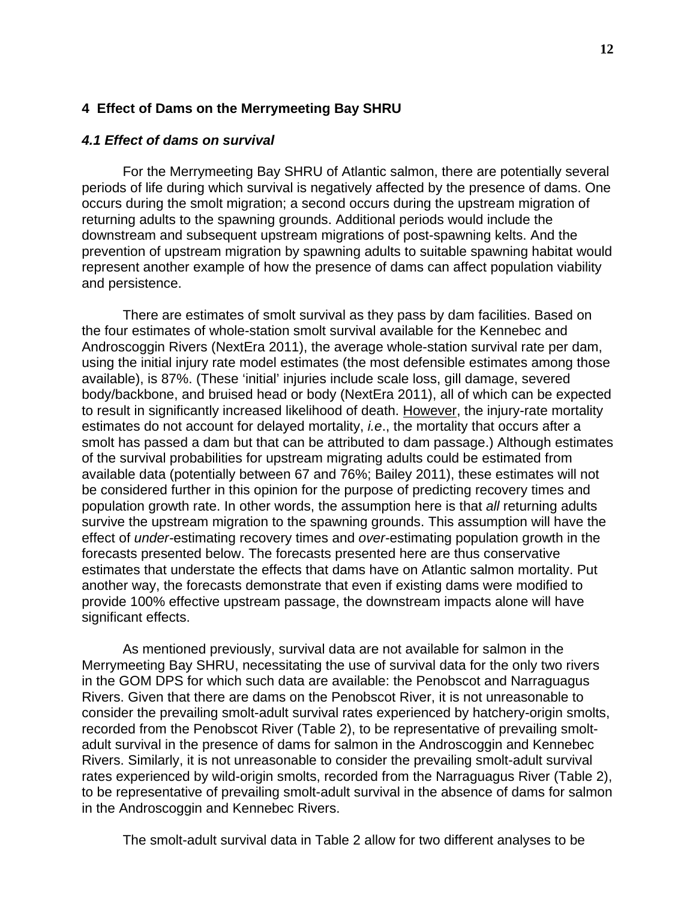## 4 Effect of Dams on the Merrymeeting Bay SHRU

### *4.1 Effect of dams on survival*

For the Merrymeeting Bay SHRU of Atlantic salmon, there are potentially several periods of life during which survival is negatively affected by the presence of dams. One occurs during the smolt migration; a second occurs during the upstream migration of returning adults to the spawning grounds. Additional periods would include the downstream and subsequent upstream migrations of post-spawning kelts. And the prevention of upstream migration by spawning adults to suitable spawning habitat would represent another example of how the presence of dams can affect population viability and persistence.

There are estimates of smolt survival as they pass by dam facilities. Based on the four estimates of whole-station smolt survival available for the Kennebec and Androscoggin Rivers (NextEra 2011), the average whole-station survival rate per dam, using the initial injury rate model estimates (the most defensible estimates among those available), is 87%. (These 'initial' injuries include scale loss, gill damage, severed body/backbone, and bruised head or body (NextEra 2011), all of which can be expected to result in significantly increased likelihood of death. <u>However</u>, the injury-rate mortality estimates do not account for delayed mortality, *i.e*., the mortality that occurs after a smolt has passed a dam but that can be attributed to dam passage.) Although estimates of the survival probabilities for upstream migrating adults could be estimated from available data (potentially between 67 and 76%; Bailey 2011), these estimates will not be considered further in this opinion for the purpose of predicting recovery times and population growth rate. In other words, the assumption here is that *all* returning adults survive the upstream migration to the spawning grounds. This assumption will have the effect of *under*-estimating recovery times and *over*-estimating population growth in the forecasts presented below. The forecasts presented here are thus conservative estimates that understate the effects that dams have on Atlantic salmon mortality. Put another way, the forecasts demonstrate that even if existing dams were modified to provide 100% effective upstream passage, the downstream impacts alone will have significant effects.

As mentioned previously, survival data are not available for salmon in the Merrymeeting Bay SHRU, necessitating the use of survival data for the only two rivers in the GOM DPS for which such data are available: the Penobscot and Narraguagus Rivers. Given that there are dams on the Penobscot River, it is not unreasonable to consider the prevailing smolt-adult survival rates experienced by hatchery-origin smolts, recorded from the Penobscot River (Table 2), to be representative of prevailing smolt-adult survival in the presence of dams for salmon in the Androscoggin and Kennebec Rivers. Similarly, it is not unreasonable to consider the prevailing smolt-adult survival rates experienced by wild-origin smolts, recorded from the Narraguagus River (Table 2), to be representative of prevailing smolt-adult survival in the absence of dams for salmon in the Androscoggin and Kennebec Rivers.

The smolt-adult survival data in Table 2 allow for two different analyses to be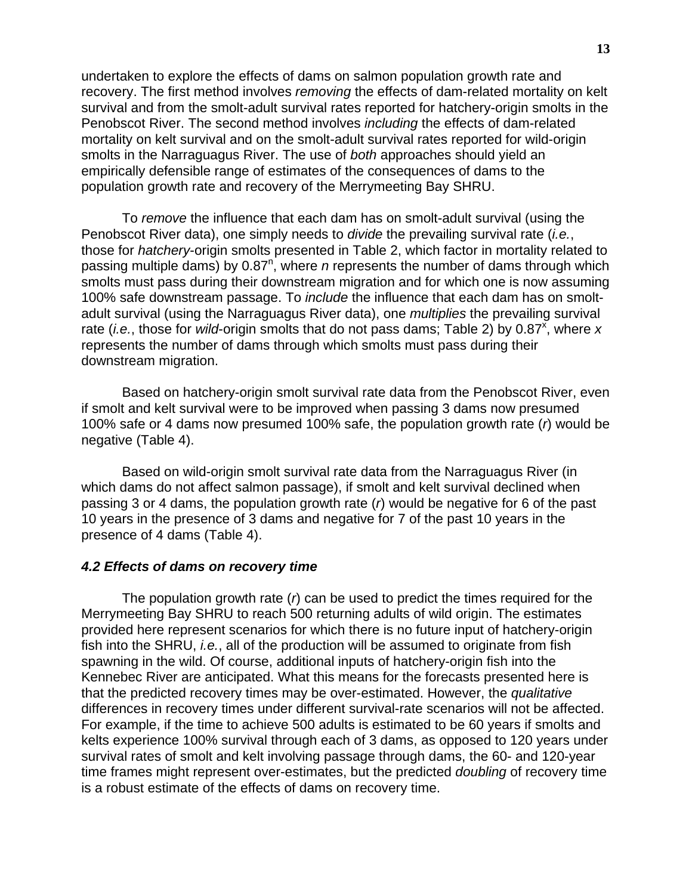undertaken to explore the effects of dams on salmon population growth rate and recovery. The first method involves *removing* the effects of dam-related mortality on kelt survival and from the smolt-adult survival rates reported for hatchery-origin smolts in the Penobscot River. The second method involves *including* the effects of dam-related mortality on kelt survival and on the smolt-adult survival rates reported for wild-origin smolts in the Narraguagus River. The use of *both* approaches should yield an empirically defensible range of estimates of the consequences of dams to the population growth rate and recovery of the Merrymeeting Bay SHRU.

To *remove* the influence that each dam has on smolt-adult survival (using the Penobscot River data), one simply needs to *divide* the prevailing survival rate (*i.e.*, those for *hatchery*-origin smolts presented in Table 2, which factor in mortality related to passing multiple dams) by $0.87^n$, where $n$ represents the number of dams through which smolts must pass during their downstream migration and for which one is now assuming 100% safe downstream passage. To *include* the influence that each dam has on smolt-adult survival (using the Narraguagus River data), one *multiplies* the prevailing survival rate (*i.e.*, those for *wild*-origin smolts that do not pass dams; Table 2) by $0.87^x$, where $x$ represents the number of dams through which smolts must pass during their downstream migration.

Based on hatchery-origin smolt survival rate data from the Penobscot River, even if smolt and kelt survival were to be improved when passing 3 dams now presumed 100% safe or 4 dams now presumed 100% safe, the population growth rate ($r$) would be negative (Table 4).

Based on wild-origin smolt survival rate data from the Narraguagus River (in which dams do not affect salmon passage), if smolt and kelt survival declined when passing 3 or 4 dams, the population growth rate ($r$) would be negative for 6 of the past 10 years in the presence of 3 dams and negative for 7 of the past 10 years in the presence of 4 dams (Table 4).

### *4.2 Effects of dams on recovery time*

The population growth rate ($r$) can be used to predict the times required for the Merrymeeting Bay SHRU to reach 500 returning adults of wild origin. The estimates provided here represent scenarios for which there is no future input of hatchery-origin fish into the SHRU, *i.e.*, all of the production will be assumed to originate from fish spawning in the wild. Of course, additional inputs of hatchery-origin fish into the Kennebec River are anticipated. What this means for the forecasts presented here is that the predicted recovery times may be over-estimated. However, the *qualitative* differences in recovery times under different survival-rate scenarios will not be affected. For example, if the time to achieve 500 adults is estimated to be 60 years if smolts and kelts experience 100% survival through each of 3 dams, as opposed to 120 years under survival rates of smolt and kelt involving passage through dams, the 60- and 120-year time frames might represent over-estimates, but the predicted *doubling* of recovery time is a robust estimate of the effects of dams on recovery time.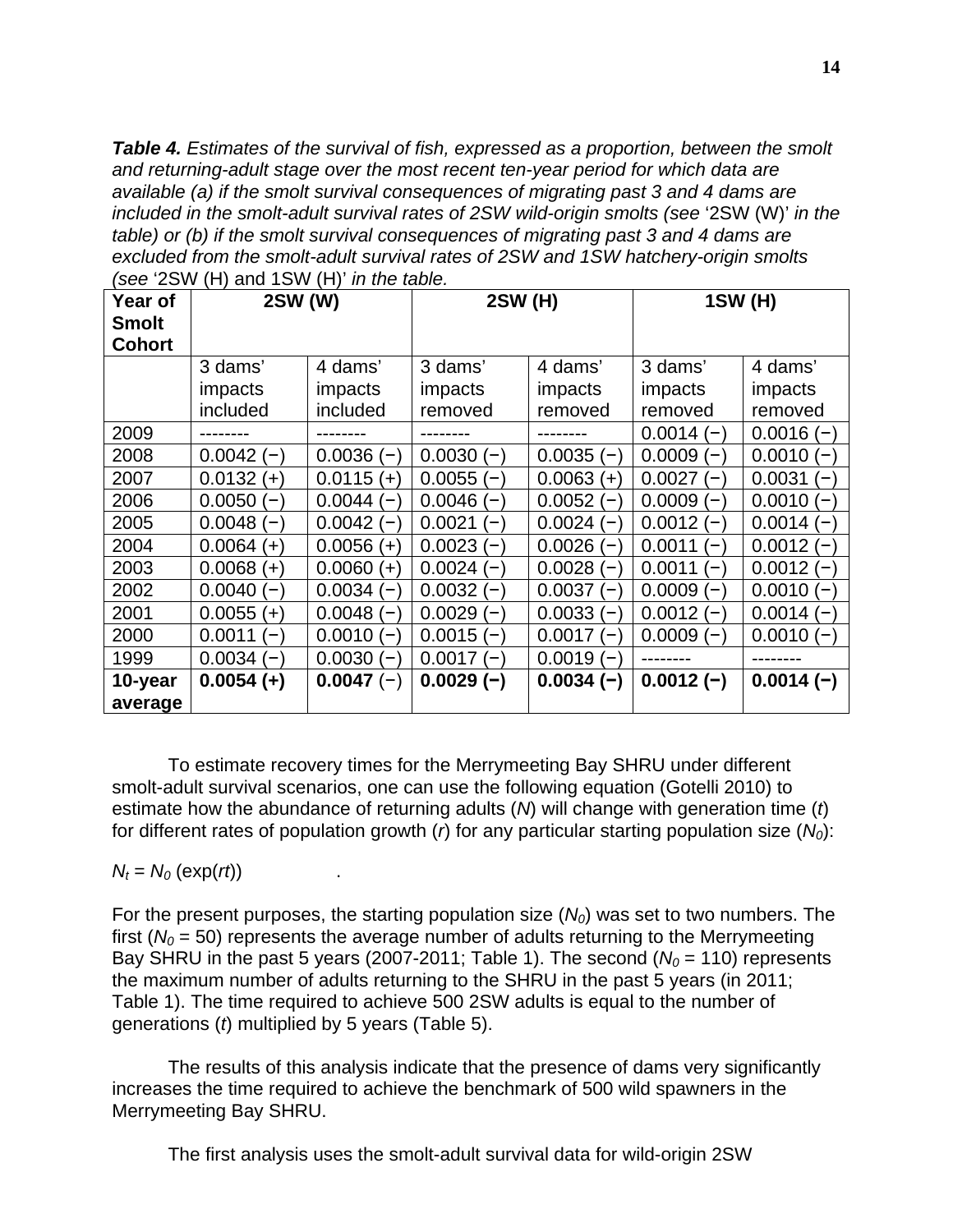***Table 4.*** *Estimates of the survival of fish, expressed as a proportion, between the smolt and returning-adult stage over the most recent ten-year period for which data are available (a) if the smolt survival consequences of migrating past 3 and 4 dams are included in the smolt-adult survival rates of 2SW wild-origin smolts (see* '2SW (W)' *in the table) or (b) if the smolt survival consequences of migrating past 3 and 4 dams are excluded from the smolt-adult survival rates of 2SW and 1SW hatchery-origin smolts (see* '2SW (H) and 1SW (H)' *in the table.*

| **Year of Smolt Cohort** | **2SW (W)** | | **2SW (H)** | | **1SW (H)** | |
|---|---|---|---|---|---|---|
| | 3 dams' impacts included | 4 dams' impacts included | 3 dams' impacts removed | 4 dams' impacts removed | 3 dams' impacts removed | 4 dams' impacts removed |
| 2009 | -------- | -------- | -------- | -------- | 0.0014 (−) | 0.0016 (−) |
| 2008 | 0.0042 (−) | 0.0036 (−) | 0.0030 (−) | 0.0035 (−) | 0.0009 (−) | 0.0010 (−) |
| 2007 | 0.0132 (+) | 0.0115 (+) | 0.0055 (−) | 0.0063 (+) | 0.0027 (−) | 0.0031 (−) |
| 2006 | 0.0050 (−) | 0.0044 (−) | 0.0046 (−) | 0.0052 (−) | 0.0009 (−) | 0.0010 (−) |
| 2005 | 0.0048 (−) | 0.0042 (−) | 0.0021 (−) | 0.0024 (−) | 0.0012 (−) | 0.0014 (−) |
| 2004 | 0.0064 (+) | 0.0056 (+) | 0.0023 (−) | 0.0026 (−) | 0.0011 (−) | 0.0012 (−) |
| 2003 | 0.0068 (+) | 0.0060 (+) | 0.0024 (−) | 0.0028 (−) | 0.0011 (−) | 0.0012 (−) |
| 2002 | 0.0040 (−) | 0.0034 (−) | 0.0032 (−) | 0.0037 (−) | 0.0009 (−) | 0.0010 (−) |
| 2001 | 0.0055 (+) | 0.0048 (−) | 0.0029 (−) | 0.0033 (−) | 0.0012 (−) | 0.0014 (−) |
| 2000 | 0.0011 (−) | 0.0010 (−) | 0.0015 (−) | 0.0017 (−) | 0.0009 (−) | 0.0010 (−) |
| 1999 | 0.0034 (−) | 0.0030 (−) | 0.0017 (−) | 0.0019 (−) | -------- | -------- |
| **10-year average** | **0.0054 (+)** | **0.0047** (−) | **0.0029 (−)** | **0.0034 (−)** | **0.0012 (−)** | **0.0014 (−)** |

To estimate recovery times for the Merrymeeting Bay SHRU under different smolt-adult survival scenarios, one can use the following equation (Gotelli 2010) to estimate how the abundance of returning adults ($N$) will change with generation time ($t$) for different rates of population growth ($r$) for any particular starting population size ($N_0$):

$$N_t = N_0 \,(\exp(rt)) \quad .$$

For the present purposes, the starting population size ($N_0$) was set to two numbers. The first ($N_0$ = 50) represents the average number of adults returning to the Merrymeeting Bay SHRU in the past 5 years (2007-2011; Table 1). The second ($N_0$ = 110) represents the maximum number of adults returning to the SHRU in the past 5 years (in 2011; Table 1). The time required to achieve 500 2SW adults is equal to the number of generations ($t$) multiplied by 5 years (Table 5).

The results of this analysis indicate that the presence of dams very significantly increases the time required to achieve the benchmark of 500 wild spawners in the Merrymeeting Bay SHRU.

The first analysis uses the smolt-adult survival data for wild-origin 2SW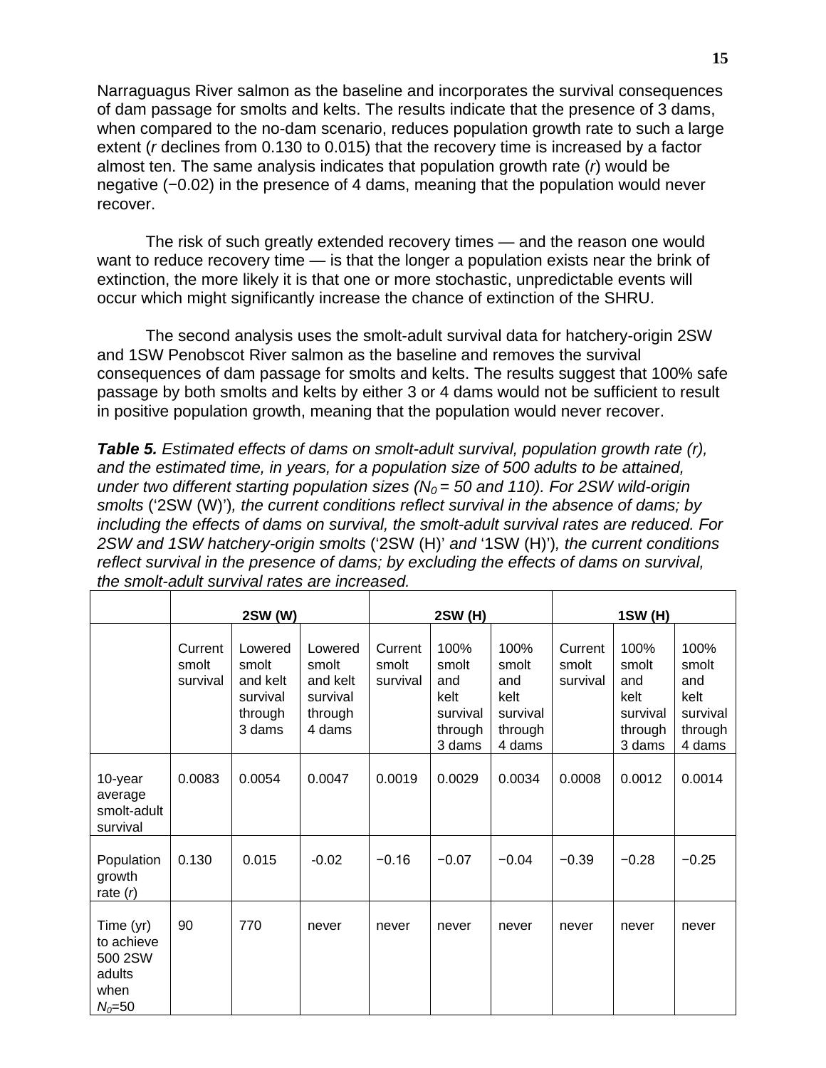Narraguagus River salmon as the baseline and incorporates the survival consequences of dam passage for smolts and kelts. The results indicate that the presence of 3 dams, when compared to the no-dam scenario, reduces population growth rate to such a large extent (*r* declines from 0.130 to 0.015) that the recovery time is increased by a factor almost ten. The same analysis indicates that population growth rate (*r*) would be negative (−0.02) in the presence of 4 dams, meaning that the population would never recover.

The risk of such greatly extended recovery times — and the reason one would want to reduce recovery time — is that the longer a population exists near the brink of extinction, the more likely it is that one or more stochastic, unpredictable events will occur which might significantly increase the chance of extinction of the SHRU.

The second analysis uses the smolt-adult survival data for hatchery-origin 2SW and 1SW Penobscot River salmon as the baseline and removes the survival consequences of dam passage for smolts and kelts. The results suggest that 100% safe passage by both smolts and kelts by either 3 or 4 dams would not be sufficient to result in positive population growth, meaning that the population would never recover.

***Table 5.*** *Estimated effects of dams on smolt-adult survival, population growth rate (r), and the estimated time, in years, for a population size of 500 adults to be attained, under two different starting population sizes ($N_0$ = 50 and 110). For 2SW wild-origin smolts* ('2SW (W)')*, the current conditions reflect survival in the absence of dams; by including the effects of dams on survival, the smolt-adult survival rates are reduced. For 2SW and 1SW hatchery-origin smolts* ('2SW (H)' *and* '1SW (H)')*, the current conditions reflect survival in the presence of dams; by excluding the effects of dams on survival, the smolt-adult survival rates are increased.*

| | **2SW (W)** | | | **2SW (H)** | | | **1SW (H)** | | |
|---|---|---|---|---|---|---|---|---|---|
| | Current smolt survival | Lowered smolt and kelt survival through 3 dams | Lowered smolt and kelt survival through 4 dams | Current smolt survival | 100% smolt and kelt survival through 3 dams | 100% smolt and kelt survival through 4 dams | Current smolt survival | 100% smolt and kelt survival through 3 dams | 100% smolt and kelt survival through 4 dams |
| 10-year average smolt-adult survival | 0.0083 | 0.0054 | 0.0047 | 0.0019 | 0.0029 | 0.0034 | 0.0008 | 0.0012 | 0.0014 |
| Population growth rate (*r*) | 0.130 | 0.015 | -0.02 | −0.16 | −0.07 | −0.04 | −0.39 | −0.28 | −0.25 |
| Time (yr) to achieve 500 2SW adults when $N_0$=50 | 90 | 770 | never | never | never | never | never | never | never |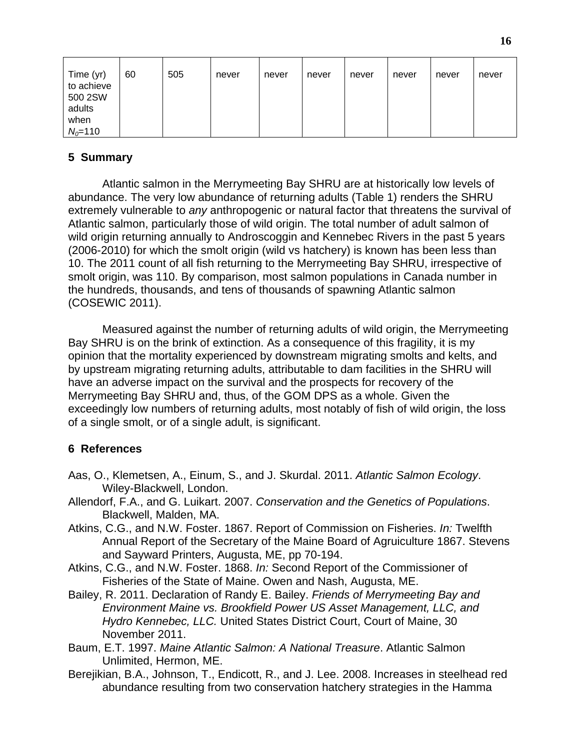| Time (yr) to achieve 500 2SW adults when $N_0$=110 | 60 | 505 | never | never | never | never | never | never | never |
|---|---|---|---|---|---|---|---|---|---|

## 5 Summary

Atlantic salmon in the Merrymeeting Bay SHRU are at historically low levels of abundance. The very low abundance of returning adults (Table 1) renders the SHRU extremely vulnerable to *any* anthropogenic or natural factor that threatens the survival of Atlantic salmon, particularly those of wild origin. The total number of adult salmon of wild origin returning annually to Androscoggin and Kennebec Rivers in the past 5 years (2006-2010) for which the smolt origin (wild vs hatchery) is known has been less than 10. The 2011 count of all fish returning to the Merrymeeting Bay SHRU, irrespective of smolt origin, was 110. By comparison, most salmon populations in Canada number in the hundreds, thousands, and tens of thousands of spawning Atlantic salmon (COSEWIC 2011).

Measured against the number of returning adults of wild origin, the Merrymeeting Bay SHRU is on the brink of extinction. As a consequence of this fragility, it is my opinion that the mortality experienced by downstream migrating smolts and kelts, and by upstream migrating returning adults, attributable to dam facilities in the SHRU will have an adverse impact on the survival and the prospects for recovery of the Merrymeeting Bay SHRU and, thus, of the GOM DPS as a whole. Given the exceedingly low numbers of returning adults, most notably of fish of wild origin, the loss of a single smolt, or of a single adult, is significant.

## 6 References

Aas, O., Klemetsen, A., Einum, S., and J. Skurdal. 2011. *Atlantic Salmon Ecology*. Wiley-Blackwell, London.

Allendorf, F.A., and G. Luikart. 2007. *Conservation and the Genetics of Populations*. Blackwell, Malden, MA.

Atkins, C.G., and N.W. Foster. 1867. Report of Commission on Fisheries. *In:* Twelfth Annual Report of the Secretary of the Maine Board of Agruiculture 1867. Stevens and Sayward Printers, Augusta, ME, pp 70-194.

Atkins, C.G., and N.W. Foster. 1868. *In:* Second Report of the Commissioner of Fisheries of the State of Maine. Owen and Nash, Augusta, ME.

Bailey, R. 2011. Declaration of Randy E. Bailey. *Friends of Merrymeeting Bay and Environment Maine vs. Brookfield Power US Asset Management, LLC, and Hydro Kennebec, LLC.* United States District Court, Court of Maine, 30 November 2011.

Baum, E.T. 1997. *Maine Atlantic Salmon: A National Treasure*. Atlantic Salmon Unlimited, Hermon, ME.

Berejikian, B.A., Johnson, T., Endicott, R., and J. Lee. 2008. Increases in steelhead red abundance resulting from two conservation hatchery strategies in the Hamma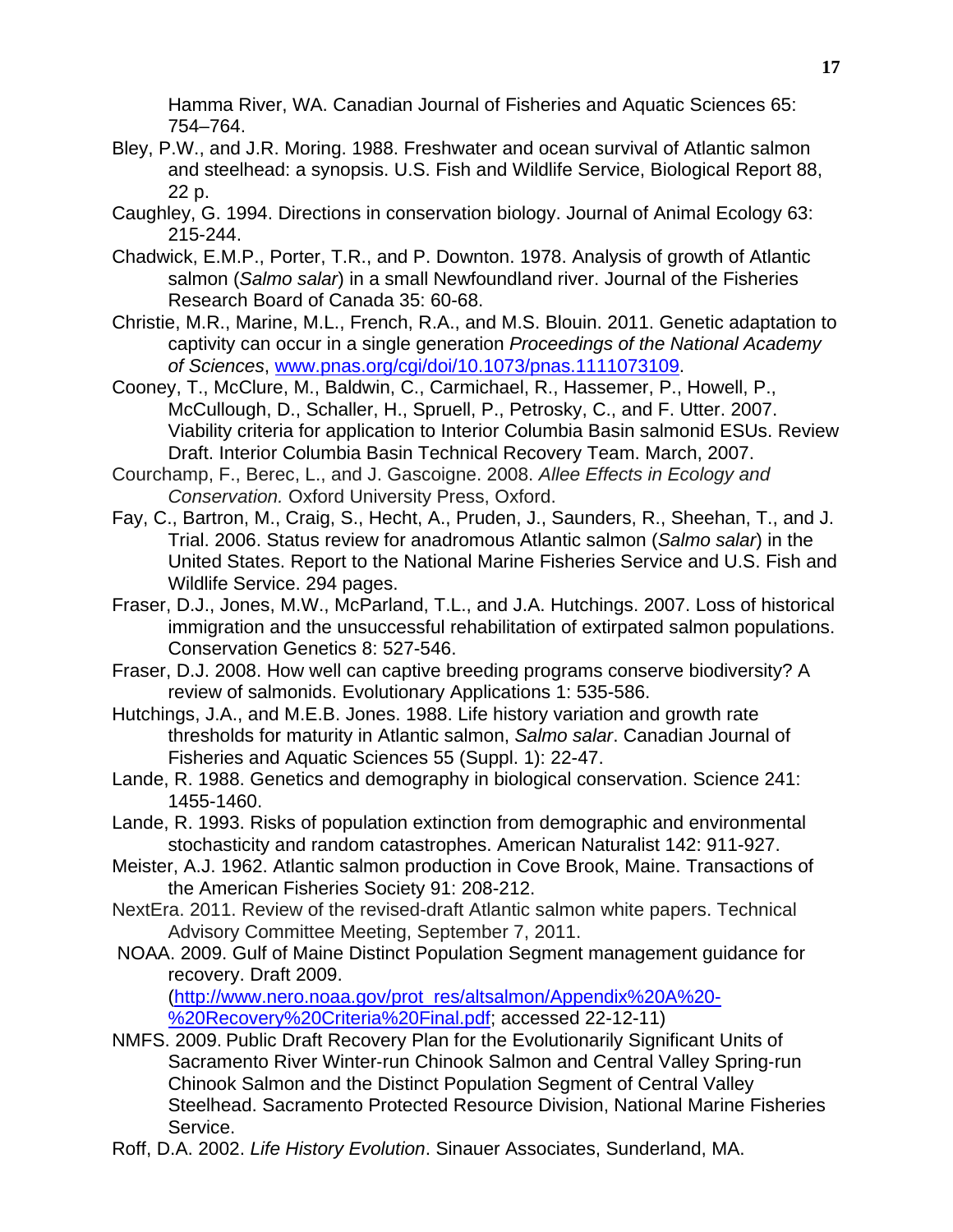Hamma River, WA. Canadian Journal of Fisheries and Aquatic Sciences 65: 754–764.

Bley, P.W., and J.R. Moring. 1988. Freshwater and ocean survival of Atlantic salmon and steelhead: a synopsis. U.S. Fish and Wildlife Service, Biological Report 88, 22 p.

Caughley, G. 1994. Directions in conservation biology. Journal of Animal Ecology 63: 215-244.

Chadwick, E.M.P., Porter, T.R., and P. Downton. 1978. Analysis of growth of Atlantic salmon (*Salmo salar*) in a small Newfoundland river. Journal of the Fisheries Research Board of Canada 35: 60-68.

Christie, M.R., Marine, M.L., French, R.A., and M.S. Blouin. 2011. Genetic adaptation to captivity can occur in a single generation *Proceedings of the National Academy of Sciences*, www.pnas.org/cgi/doi/10.1073/pnas.1111073109.

Cooney, T., McClure, M., Baldwin, C., Carmichael, R., Hassemer, P., Howell, P., McCullough, D., Schaller, H., Spruell, P., Petrosky, C., and F. Utter. 2007. Viability criteria for application to Interior Columbia Basin salmonid ESUs. Review Draft. Interior Columbia Basin Technical Recovery Team. March, 2007.

Courchamp, F., Berec, L., and J. Gascoigne. 2008. *Allee Effects in Ecology and Conservation.* Oxford University Press, Oxford.

Fay, C., Bartron, M., Craig, S., Hecht, A., Pruden, J., Saunders, R., Sheehan, T., and J. Trial. 2006. Status review for anadromous Atlantic salmon (*Salmo salar*) in the United States. Report to the National Marine Fisheries Service and U.S. Fish and Wildlife Service. 294 pages.

Fraser, D.J., Jones, M.W., McParland, T.L., and J.A. Hutchings. 2007. Loss of historical immigration and the unsuccessful rehabilitation of extirpated salmon populations. Conservation Genetics 8: 527-546.

Fraser, D.J. 2008. How well can captive breeding programs conserve biodiversity? A review of salmonids. Evolutionary Applications 1: 535-586.

Hutchings, J.A., and M.E.B. Jones. 1988. Life history variation and growth rate thresholds for maturity in Atlantic salmon, *Salmo salar*. Canadian Journal of Fisheries and Aquatic Sciences 55 (Suppl. 1): 22-47.

Lande, R. 1988. Genetics and demography in biological conservation. Science 241: 1455-1460.

Lande, R. 1993. Risks of population extinction from demographic and environmental stochasticity and random catastrophes. American Naturalist 142: 911-927.

Meister, A.J. 1962. Atlantic salmon production in Cove Brook, Maine. Transactions of the American Fisheries Society 91: 208-212.

NextEra. 2011. Review of the revised-draft Atlantic salmon white papers. Technical Advisory Committee Meeting, September 7, 2011.

NOAA. 2009. Gulf of Maine Distinct Population Segment management guidance for recovery. Draft 2009. (http://www.nero.noaa.gov/prot_res/altsalmon/Appendix%20A%20-%20Recovery%20Criteria%20Final.pdf; accessed 22-12-11)

NMFS. 2009. Public Draft Recovery Plan for the Evolutionarily Significant Units of Sacramento River Winter-run Chinook Salmon and Central Valley Spring-run Chinook Salmon and the Distinct Population Segment of Central Valley Steelhead. Sacramento Protected Resource Division, National Marine Fisheries Service.

Roff, D.A. 2002. *Life History Evolution*. Sinauer Associates, Sunderland, MA.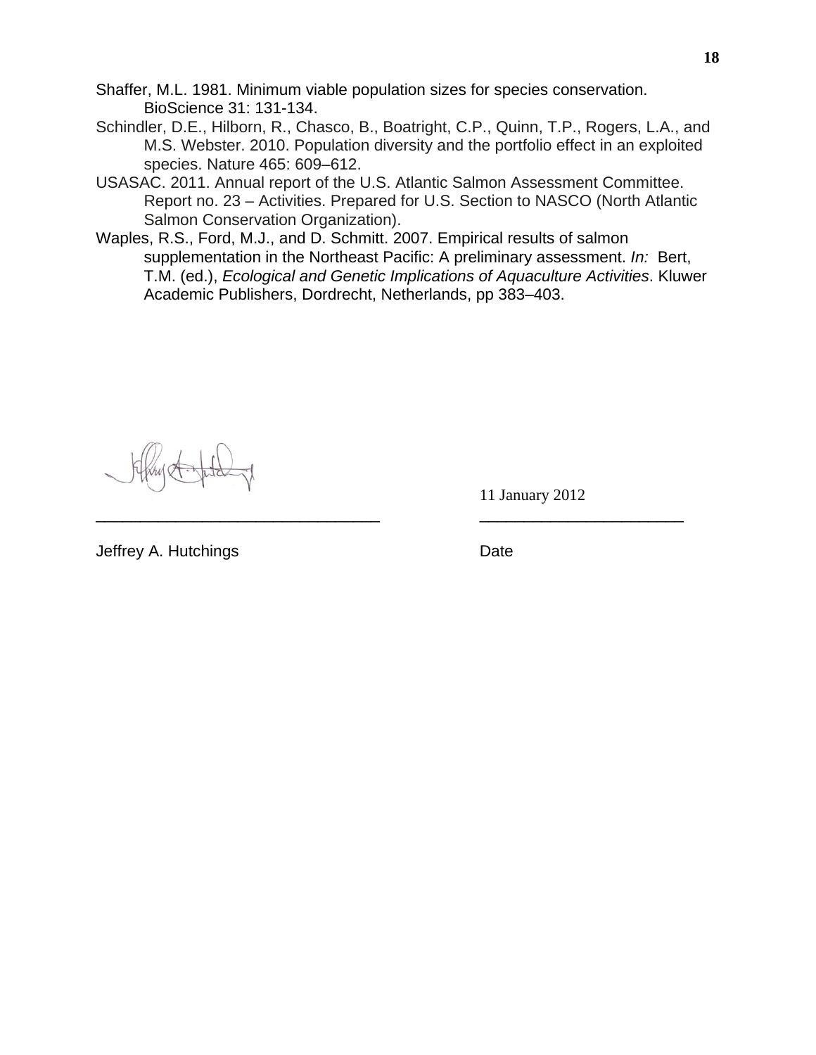Shaffer, M.L. 1981. Minimum viable population sizes for species conservation. BioScience 31: 131-134.

Schindler, D.E., Hilborn, R., Chasco, B., Boatright, C.P., Quinn, T.P., Rogers, L.A., and M.S. Webster. 2010. Population diversity and the portfolio effect in an exploited species. Nature 465: 609–612.

USASAC. 2011. Annual report of the U.S. Atlantic Salmon Assessment Committee. Report no. 23 – Activities. Prepared for U.S. Section to NASCO (North Atlantic Salmon Conservation Organization).

Waples, R.S., Ford, M.J., and D. Schmitt. 2007. Empirical results of salmon supplementation in the Northeast Pacific: A preliminary assessment. *In:* Bert, T.M. (ed.), *Ecological and Genetic Implications of Aquaculture Activities*. Kluwer Academic Publishers, Dordrecht, Netherlands, pp 383–403.

\_\_\_\_\_\_\_\_\_\_\_\_\_\_\_\_\_\_\_\_\_\_\_\_\_\_\_\_\_\_\_\_ 11 January 2012 \_\_\_\_\_\_\_\_\_\_\_\_\_\_\_\_\_\_\_\_\_\_\_\_

Jeffrey A. Hutchings Date